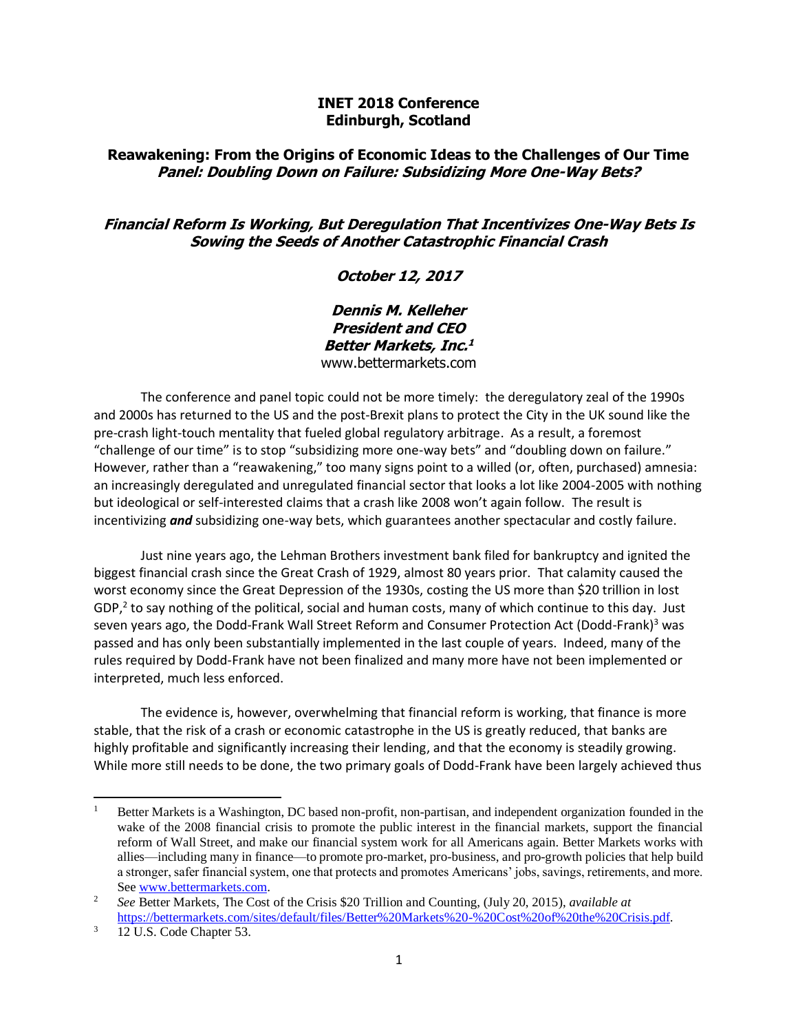**INET 2018 Conference**
**Edinburgh, Scotland**

**Reawakening: From the Origins of Economic Ideas to the Challenges of Our Time**
***Panel: Doubling Down on Failure: Subsidizing More One-Way Bets?***

***Financial Reform Is Working, But Deregulation That Incentivizes One-Way Bets Is Sowing the Seeds of Another Catastrophic Financial Crash***

***October 12, 2017***

***Dennis M. Kelleher***
***President and CEO***
***Better Markets, Inc.***[1]
www.bettermarkets.com

The conference and panel topic could not be more timely: the deregulatory zeal of the 1990s and 2000s has returned to the US and the post-Brexit plans to protect the City in the UK sound like the pre-crash light-touch mentality that fueled global regulatory arbitrage. As a result, a foremost "challenge of our time" is to stop "subsidizing more one-way bets" and "doubling down on failure." However, rather than a "reawakening," too many signs point to a willed (or, often, purchased) amnesia: an increasingly deregulated and unregulated financial sector that looks a lot like 2004-2005 with nothing but ideological or self-interested claims that a crash like 2008 won't again follow. The result is incentivizing ***and*** subsidizing one-way bets, which guarantees another spectacular and costly failure.

Just nine years ago, the Lehman Brothers investment bank filed for bankruptcy and ignited the biggest financial crash since the Great Crash of 1929, almost 80 years prior. That calamity caused the worst economy since the Great Depression of the 1930s, costing the US more than $20 trillion in lost GDP,[2] to say nothing of the political, social and human costs, many of which continue to this day. Just seven years ago, the Dodd-Frank Wall Street Reform and Consumer Protection Act (Dodd-Frank)[3] was passed and has only been substantially implemented in the last couple of years. Indeed, many of the rules required by Dodd-Frank have not been finalized and many more have not been implemented or interpreted, much less enforced.

The evidence is, however, overwhelming that financial reform is working, that finance is more stable, that the risk of a crash or economic catastrophe in the US is greatly reduced, that banks are highly profitable and significantly increasing their lending, and that the economy is steadily growing. While more still needs to be done, the two primary goals of Dodd-Frank have been largely achieved thus

---

[1] Better Markets is a Washington, DC based non-profit, non-partisan, and independent organization founded in the wake of the 2008 financial crisis to promote the public interest in the financial markets, support the financial reform of Wall Street, and make our financial system work for all Americans again. Better Markets works with allies—including many in finance—to promote pro-market, pro-business, and pro-growth policies that help build a stronger, safer financial system, one that protects and promotes Americans' jobs, savings, retirements, and more. See www.bettermarkets.com.

[2] *See* Better Markets, The Cost of the Crisis $20 Trillion and Counting, (July 20, 2015), *available at* https://bettermarkets.com/sites/default/files/Better%20Markets%20-%20Cost%20of%20the%20Crisis.pdf.

[3] 12 U.S. Code Chapter 53.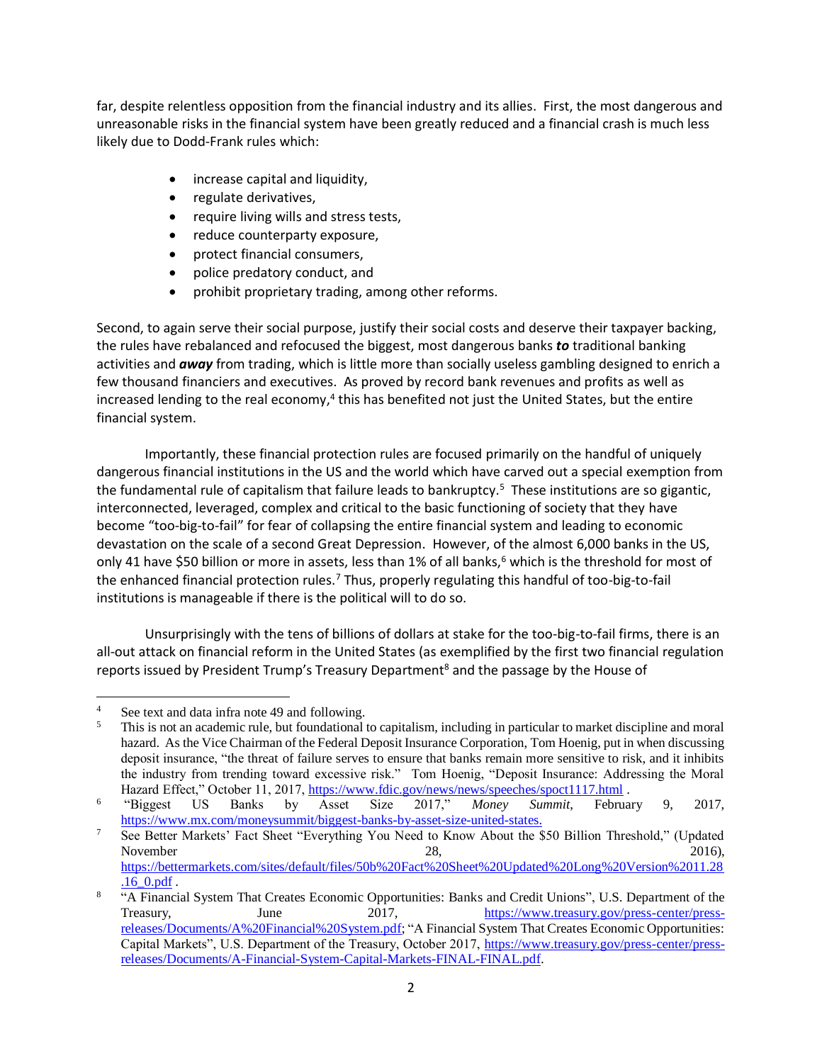far, despite relentless opposition from the financial industry and its allies. First, the most dangerous and unreasonable risks in the financial system have been greatly reduced and a financial crash is much less likely due to Dodd-Frank rules which:

- increase capital and liquidity,
- regulate derivatives,
- require living wills and stress tests,
- reduce counterparty exposure,
- protect financial consumers,
- police predatory conduct, and
- prohibit proprietary trading, among other reforms.

Second, to again serve their social purpose, justify their social costs and deserve their taxpayer backing, the rules have rebalanced and refocused the biggest, most dangerous banks ***to*** traditional banking activities and ***away*** from trading, which is little more than socially useless gambling designed to enrich a few thousand financiers and executives. As proved by record bank revenues and profits as well as increased lending to the real economy,[4] this has benefited not just the United States, but the entire financial system.

Importantly, these financial protection rules are focused primarily on the handful of uniquely dangerous financial institutions in the US and the world which have carved out a special exemption from the fundamental rule of capitalism that failure leads to bankruptcy.[5] These institutions are so gigantic, interconnected, leveraged, complex and critical to the basic functioning of society that they have become "too-big-to-fail" for fear of collapsing the entire financial system and leading to economic devastation on the scale of a second Great Depression. However, of the almost 6,000 banks in the US, only 41 have $50 billion or more in assets, less than 1% of all banks,[6] which is the threshold for most of the enhanced financial protection rules.[7] Thus, properly regulating this handful of too-big-to-fail institutions is manageable if there is the political will to do so.

Unsurprisingly with the tens of billions of dollars at stake for the too-big-to-fail firms, there is an all-out attack on financial reform in the United States (as exemplified by the first two financial regulation reports issued by President Trump's Treasury Department[8] and the passage by the House of

---

[4] See text and data infra note 49 and following.

[5] This is not an academic rule, but foundational to capitalism, including in particular to market discipline and moral hazard. As the Vice Chairman of the Federal Deposit Insurance Corporation, Tom Hoenig, put in when discussing deposit insurance, "the threat of failure serves to ensure that banks remain more sensitive to risk, and it inhibits the industry from trending toward excessive risk." Tom Hoenig, "Deposit Insurance: Addressing the Moral Hazard Effect," October 11, 2017, https://www.fdic.gov/news/news/speeches/spoct1117.html .

[6] "Biggest US Banks by Asset Size 2017," *Money Summit*, February 9, 2017, https://www.mx.com/moneysummit/biggest-banks-by-asset-size-united-states.

[7] See Better Markets' Fact Sheet "Everything You Need to Know About the $50 Billion Threshold," (Updated November 28, 2016), https://bettermarkets.com/sites/default/files/50b%20Fact%20Sheet%20Updated%20Long%20Version%2011.28.16_0.pdf .

[8] "A Financial System That Creates Economic Opportunities: Banks and Credit Unions", U.S. Department of the Treasury, June 2017, https://www.treasury.gov/press-center/press-releases/Documents/A%20Financial%20System.pdf; "A Financial System That Creates Economic Opportunities: Capital Markets", U.S. Department of the Treasury, October 2017, https://www.treasury.gov/press-center/press-releases/Documents/A-Financial-System-Capital-Markets-FINAL-FINAL.pdf.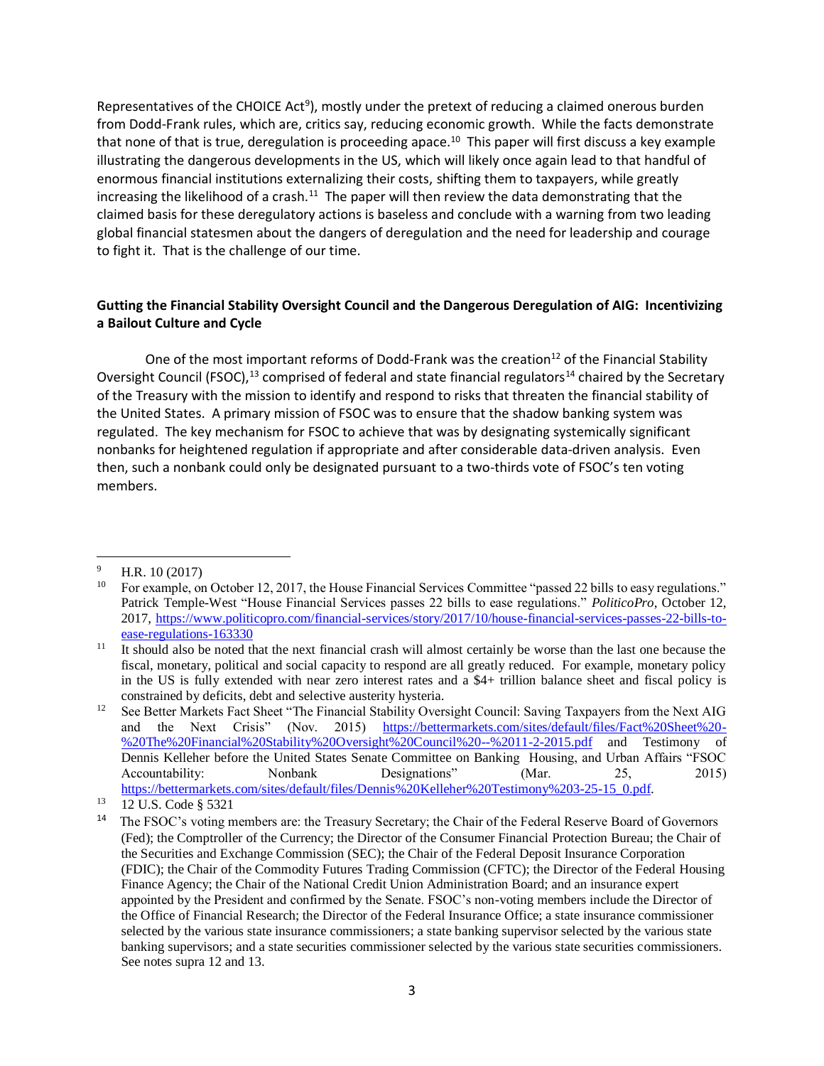Representatives of the CHOICE Act[9]), mostly under the pretext of reducing a claimed onerous burden from Dodd-Frank rules, which are, critics say, reducing economic growth. While the facts demonstrate that none of that is true, deregulation is proceeding apace.[10] This paper will first discuss a key example illustrating the dangerous developments in the US, which will likely once again lead to that handful of enormous financial institutions externalizing their costs, shifting them to taxpayers, while greatly increasing the likelihood of a crash.[11] The paper will then review the data demonstrating that the claimed basis for these deregulatory actions is baseless and conclude with a warning from two leading global financial statesmen about the dangers of deregulation and the need for leadership and courage to fight it. That is the challenge of our time.

**Gutting the Financial Stability Oversight Council and the Dangerous Deregulation of AIG: Incentivizing a Bailout Culture and Cycle**

One of the most important reforms of Dodd-Frank was the creation[12] of the Financial Stability Oversight Council (FSOC),[13] comprised of federal and state financial regulators[14] chaired by the Secretary of the Treasury with the mission to identify and respond to risks that threaten the financial stability of the United States. A primary mission of FSOC was to ensure that the shadow banking system was regulated. The key mechanism for FSOC to achieve that was by designating systemically significant nonbanks for heightened regulation if appropriate and after considerable data-driven analysis. Even then, such a nonbank could only be designated pursuant to a two-thirds vote of FSOC's ten voting members.

---

[9] H.R. 10 (2017)

[10] For example, on October 12, 2017, the House Financial Services Committee "passed 22 bills to easy regulations." Patrick Temple-West "House Financial Services passes 22 bills to ease regulations." *PoliticoPro*, October 12, 2017, https://www.politicopro.com/financial-services/story/2017/10/house-financial-services-passes-22-bills-to-ease-regulations-163330

[11] It should also be noted that the next financial crash will almost certainly be worse than the last one because the fiscal, monetary, political and social capacity to respond are all greatly reduced. For example, monetary policy in the US is fully extended with near zero interest rates and a $4+ trillion balance sheet and fiscal policy is constrained by deficits, debt and selective austerity hysteria.

[12] See Better Markets Fact Sheet "The Financial Stability Oversight Council: Saving Taxpayers from the Next AIG and the Next Crisis" (Nov. 2015) https://bettermarkets.com/sites/default/files/Fact%20Sheet%20-%20The%20Financial%20Stability%20Oversight%20Council%20--%2011-2-2015.pdf and Testimony of Dennis Kelleher before the United States Senate Committee on Banking Housing, and Urban Affairs "FSOC Accountability: Nonbank Designations" (Mar. 25, 2015) https://bettermarkets.com/sites/default/files/Dennis%20Kelleher%20Testimony%203-25-15_0.pdf.

[13] 12 U.S. Code § 5321

[14] The FSOC's voting members are: the Treasury Secretary; the Chair of the Federal Reserve Board of Governors (Fed); the Comptroller of the Currency; the Director of the Consumer Financial Protection Bureau; the Chair of the Securities and Exchange Commission (SEC); the Chair of the Federal Deposit Insurance Corporation (FDIC); the Chair of the Commodity Futures Trading Commission (CFTC); the Director of the Federal Housing Finance Agency; the Chair of the National Credit Union Administration Board; and an insurance expert appointed by the President and confirmed by the Senate. FSOC's non-voting members include the Director of the Office of Financial Research; the Director of the Federal Insurance Office; a state insurance commissioner selected by the various state insurance commissioners; a state banking supervisor selected by the various state banking supervisors; and a state securities commissioner selected by the various state securities commissioners. See notes supra 12 and 13.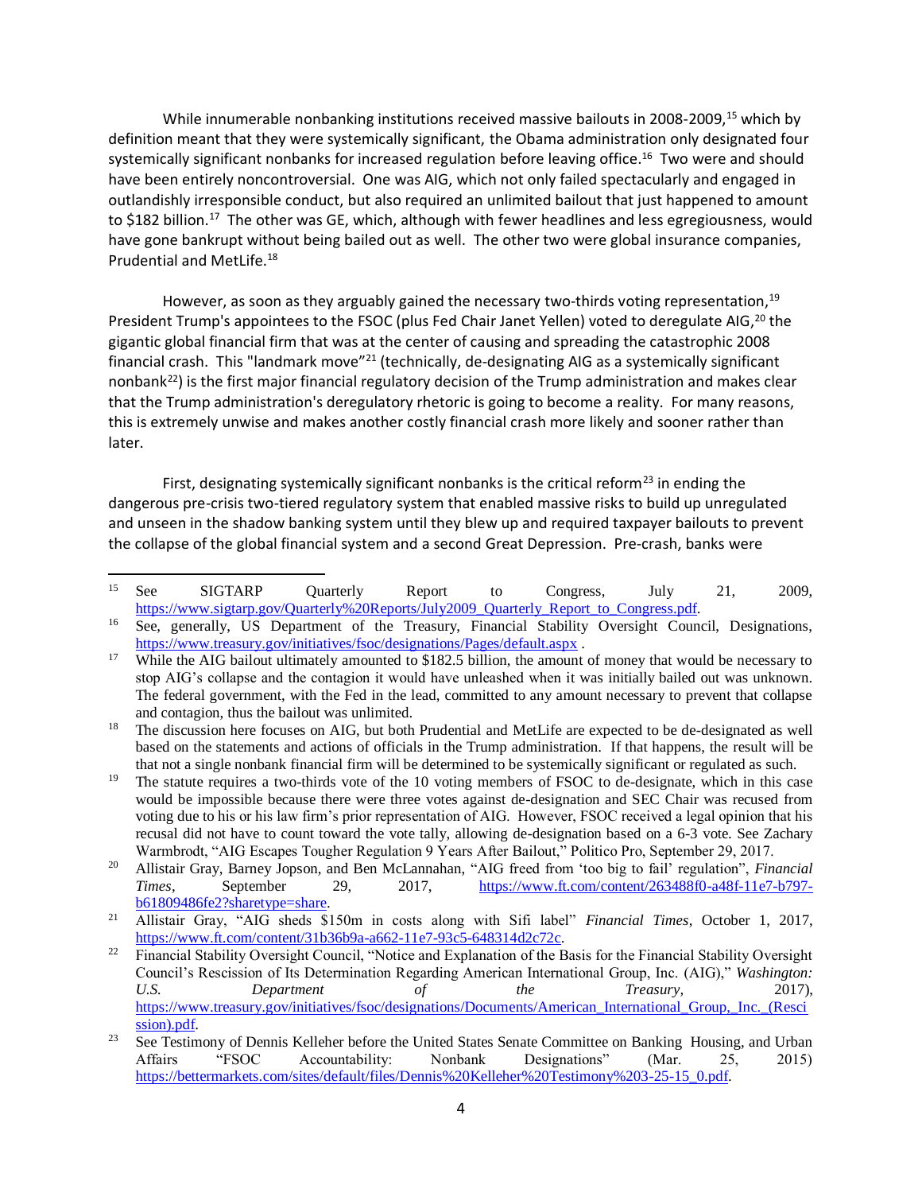While innumerable nonbanking institutions received massive bailouts in 2008-2009,[15] which by definition meant that they were systemically significant, the Obama administration only designated four systemically significant nonbanks for increased regulation before leaving office.[16] Two were and should have been entirely noncontroversial. One was AIG, which not only failed spectacularly and engaged in outlandishly irresponsible conduct, but also required an unlimited bailout that just happened to amount to $182 billion.[17] The other was GE, which, although with fewer headlines and less egregiousness, would have gone bankrupt without being bailed out as well. The other two were global insurance companies, Prudential and MetLife.[18]

However, as soon as they arguably gained the necessary two-thirds voting representation,[19] President Trump's appointees to the FSOC (plus Fed Chair Janet Yellen) voted to deregulate AIG,[20] the gigantic global financial firm that was at the center of causing and spreading the catastrophic 2008 financial crash. This "landmark move"[21] (technically, de-designating AIG as a systemically significant nonbank[22]) is the first major financial regulatory decision of the Trump administration and makes clear that the Trump administration's deregulatory rhetoric is going to become a reality. For many reasons, this is extremely unwise and makes another costly financial crash more likely and sooner rather than later.

First, designating systemically significant nonbanks is the critical reform[23] in ending the dangerous pre-crisis two-tiered regulatory system that enabled massive risks to build up unregulated and unseen in the shadow banking system until they blew up and required taxpayer bailouts to prevent the collapse of the global financial system and a second Great Depression. Pre-crash, banks were

---

[15] See SIGTARP Quarterly Report to Congress, July 21, 2009, https://www.sigtarp.gov/Quarterly%20Reports/July2009_Quarterly_Report_to_Congress.pdf.

[16] See, generally, US Department of the Treasury, Financial Stability Oversight Council, Designations, https://www.treasury.gov/initiatives/fsoc/designations/Pages/default.aspx .

[17] While the AIG bailout ultimately amounted to $182.5 billion, the amount of money that would be necessary to stop AIG's collapse and the contagion it would have unleashed when it was initially bailed out was unknown. The federal government, with the Fed in the lead, committed to any amount necessary to prevent that collapse and contagion, thus the bailout was unlimited.

[18] The discussion here focuses on AIG, but both Prudential and MetLife are expected to be de-designated as well based on the statements and actions of officials in the Trump administration. If that happens, the result will be that not a single nonbank financial firm will be determined to be systemically significant or regulated as such.

[19] The statute requires a two-thirds vote of the 10 voting members of FSOC to de-designate, which in this case would be impossible because there were three votes against de-designation and SEC Chair was recused from voting due to his or his law firm's prior representation of AIG. However, FSOC received a legal opinion that his recusal did not have to count toward the vote tally, allowing de-designation based on a 6-3 vote. See Zachary Warmbrodt, "AIG Escapes Tougher Regulation 9 Years After Bailout," Politico Pro, September 29, 2017.

[20] Allistair Gray, Barney Jopson, and Ben McLannahan, "AIG freed from 'too big to fail' regulation", *Financial Times*, September 29, 2017, https://www.ft.com/content/263488f0-a48f-11e7-b797-b61809486fe2?sharetype=share.

[21] Allistair Gray, "AIG sheds $150m in costs along with Sifi label" *Financial Times*, October 1, 2017, https://www.ft.com/content/31b36b9a-a662-11e7-93c5-648314d2c72c.

[22] Financial Stability Oversight Council, "Notice and Explanation of the Basis for the Financial Stability Oversight Council's Rescission of Its Determination Regarding American International Group, Inc. (AIG)," *Washington: U.S. Department of the Treasury*, 2017), https://www.treasury.gov/initiatives/fsoc/designations/Documents/American_International_Group,_Inc._(Rescission).pdf.

[23] See Testimony of Dennis Kelleher before the United States Senate Committee on Banking Housing, and Urban Affairs "FSOC Accountability: Nonbank Designations" (Mar. 25, 2015) https://bettermarkets.com/sites/default/files/Dennis%20Kelleher%20Testimony%203-25-15_0.pdf.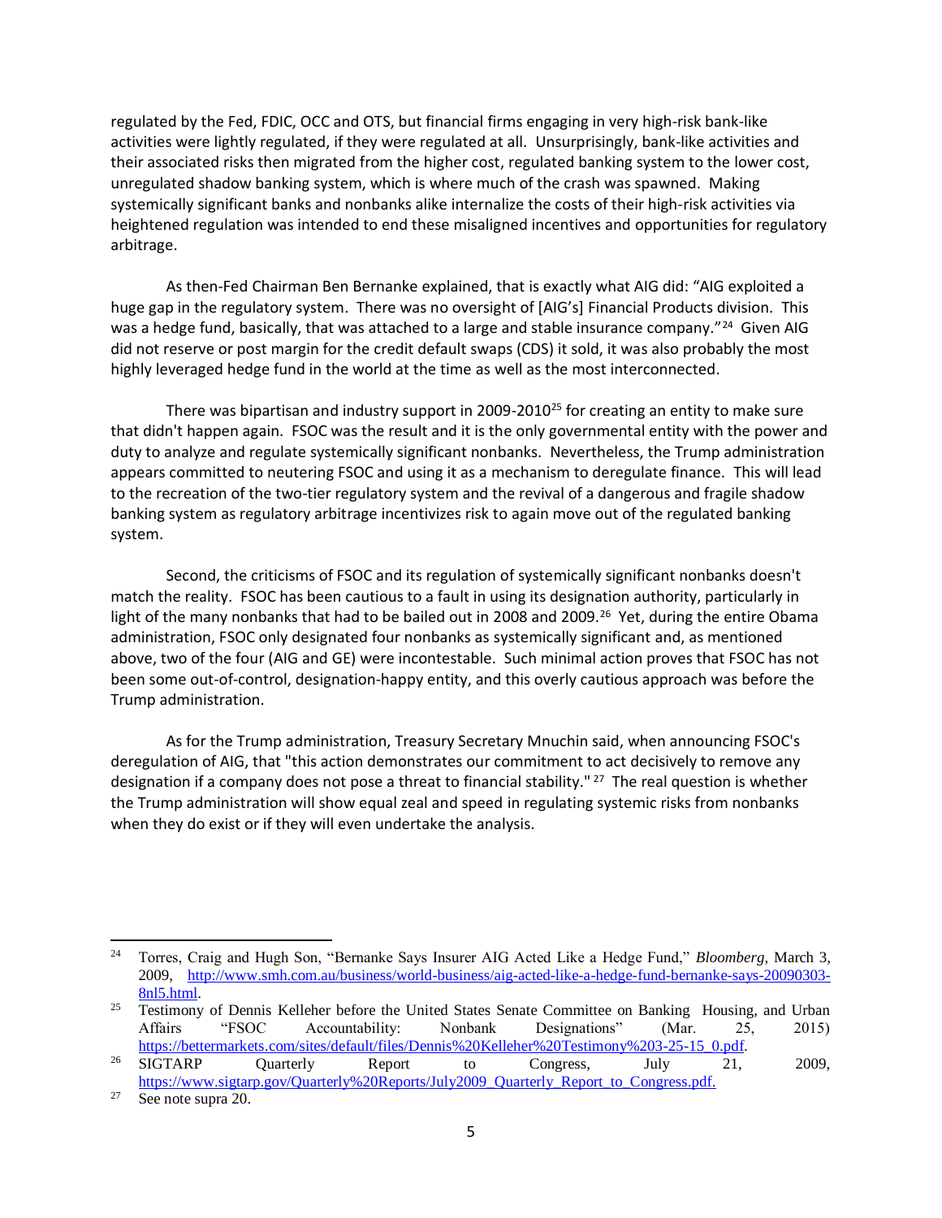regulated by the Fed, FDIC, OCC and OTS, but financial firms engaging in very high-risk bank-like activities were lightly regulated, if they were regulated at all. Unsurprisingly, bank-like activities and their associated risks then migrated from the higher cost, regulated banking system to the lower cost, unregulated shadow banking system, which is where much of the crash was spawned. Making systemically significant banks and nonbanks alike internalize the costs of their high-risk activities via heightened regulation was intended to end these misaligned incentives and opportunities for regulatory arbitrage.

As then-Fed Chairman Ben Bernanke explained, that is exactly what AIG did: "AIG exploited a huge gap in the regulatory system. There was no oversight of [AIG's] Financial Products division. This was a hedge fund, basically, that was attached to a large and stable insurance company."[24] Given AIG did not reserve or post margin for the credit default swaps (CDS) it sold, it was also probably the most highly leveraged hedge fund in the world at the time as well as the most interconnected.

There was bipartisan and industry support in 2009-2010[25] for creating an entity to make sure that didn't happen again. FSOC was the result and it is the only governmental entity with the power and duty to analyze and regulate systemically significant nonbanks. Nevertheless, the Trump administration appears committed to neutering FSOC and using it as a mechanism to deregulate finance. This will lead to the recreation of the two-tier regulatory system and the revival of a dangerous and fragile shadow banking system as regulatory arbitrage incentivizes risk to again move out of the regulated banking system.

Second, the criticisms of FSOC and its regulation of systemically significant nonbanks doesn't match the reality. FSOC has been cautious to a fault in using its designation authority, particularly in light of the many nonbanks that had to be bailed out in 2008 and 2009.[26] Yet, during the entire Obama administration, FSOC only designated four nonbanks as systemically significant and, as mentioned above, two of the four (AIG and GE) were incontestable. Such minimal action proves that FSOC has not been some out-of-control, designation-happy entity, and this overly cautious approach was before the Trump administration.

As for the Trump administration, Treasury Secretary Mnuchin said, when announcing FSOC's deregulation of AIG, that "this action demonstrates our commitment to act decisively to remove any designation if a company does not pose a threat to financial stability." [27] The real question is whether the Trump administration will show equal zeal and speed in regulating systemic risks from nonbanks when they do exist or if they will even undertake the analysis.

---

[24] Torres, Craig and Hugh Son, "Bernanke Says Insurer AIG Acted Like a Hedge Fund," *Bloomberg*, March 3, 2009, http://www.smh.com.au/business/world-business/aig-acted-like-a-hedge-fund-bernanke-says-20090303-8nl5.html.

[25] Testimony of Dennis Kelleher before the United States Senate Committee on Banking Housing, and Urban Affairs "FSOC Accountability: Nonbank Designations" (Mar. 25, 2015) https://bettermarkets.com/sites/default/files/Dennis%20Kelleher%20Testimony%203-25-15_0.pdf.

[26] SIGTARP Quarterly Report to Congress, July 21, 2009, https://www.sigtarp.gov/Quarterly%20Reports/July2009_Quarterly_Report_to_Congress.pdf.

[27] See note supra 20.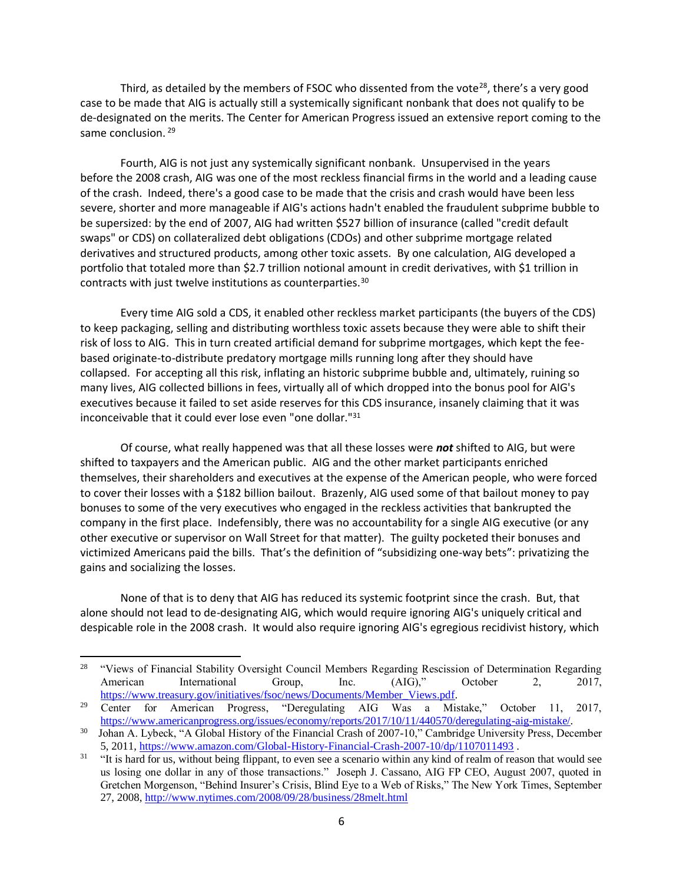Third, as detailed by the members of FSOC who dissented from the vote[28], there's a very good case to be made that AIG is actually still a systemically significant nonbank that does not qualify to be de-designated on the merits. The Center for American Progress issued an extensive report coming to the same conclusion. [29]

Fourth, AIG is not just any systemically significant nonbank. Unsupervised in the years before the 2008 crash, AIG was one of the most reckless financial firms in the world and a leading cause of the crash. Indeed, there's a good case to be made that the crisis and crash would have been less severe, shorter and more manageable if AIG's actions hadn't enabled the fraudulent subprime bubble to be supersized: by the end of 2007, AIG had written $527 billion of insurance (called "credit default swaps" or CDS) on collateralized debt obligations (CDOs) and other subprime mortgage related derivatives and structured products, among other toxic assets. By one calculation, AIG developed a portfolio that totaled more than $2.7 trillion notional amount in credit derivatives, with $1 trillion in contracts with just twelve institutions as counterparties.[30]

Every time AIG sold a CDS, it enabled other reckless market participants (the buyers of the CDS) to keep packaging, selling and distributing worthless toxic assets because they were able to shift their risk of loss to AIG. This in turn created artificial demand for subprime mortgages, which kept the fee-based originate-to-distribute predatory mortgage mills running long after they should have collapsed. For accepting all this risk, inflating an historic subprime bubble and, ultimately, ruining so many lives, AIG collected billions in fees, virtually all of which dropped into the bonus pool for AIG's executives because it failed to set aside reserves for this CDS insurance, insanely claiming that it was inconceivable that it could ever lose even "one dollar."[31]

Of course, what really happened was that all these losses were ***not*** shifted to AIG, but were shifted to taxpayers and the American public. AIG and the other market participants enriched themselves, their shareholders and executives at the expense of the American people, who were forced to cover their losses with a $182 billion bailout. Brazenly, AIG used some of that bailout money to pay bonuses to some of the very executives who engaged in the reckless activities that bankrupted the company in the first place. Indefensibly, there was no accountability for a single AIG executive (or any other executive or supervisor on Wall Street for that matter). The guilty pocketed their bonuses and victimized Americans paid the bills. That's the definition of "subsidizing one-way bets": privatizing the gains and socializing the losses.

None of that is to deny that AIG has reduced its systemic footprint since the crash. But, that alone should not lead to de-designating AIG, which would require ignoring AIG's uniquely critical and despicable role in the 2008 crash. It would also require ignoring AIG's egregious recidivist history, which

---

[28] "Views of Financial Stability Oversight Council Members Regarding Rescission of Determination Regarding American International Group, Inc. (AIG)," October 2, 2017, https://www.treasury.gov/initiatives/fsoc/news/Documents/Member_Views.pdf.

[29] Center for American Progress, "Deregulating AIG Was a Mistake," October 11, 2017, https://www.americanprogress.org/issues/economy/reports/2017/10/11/440570/deregulating-aig-mistake/.

[30] Johan A. Lybeck, "A Global History of the Financial Crash of 2007-10," Cambridge University Press, December 5, 2011, https://www.amazon.com/Global-History-Financial-Crash-2007-10/dp/1107011493 .

[31] "It is hard for us, without being flippant, to even see a scenario within any kind of realm of reason that would see us losing one dollar in any of those transactions." Joseph J. Cassano, AIG FP CEO, August 2007, quoted in Gretchen Morgenson, "Behind Insurer's Crisis, Blind Eye to a Web of Risks," The New York Times, September 27, 2008, http://www.nytimes.com/2008/09/28/business/28melt.html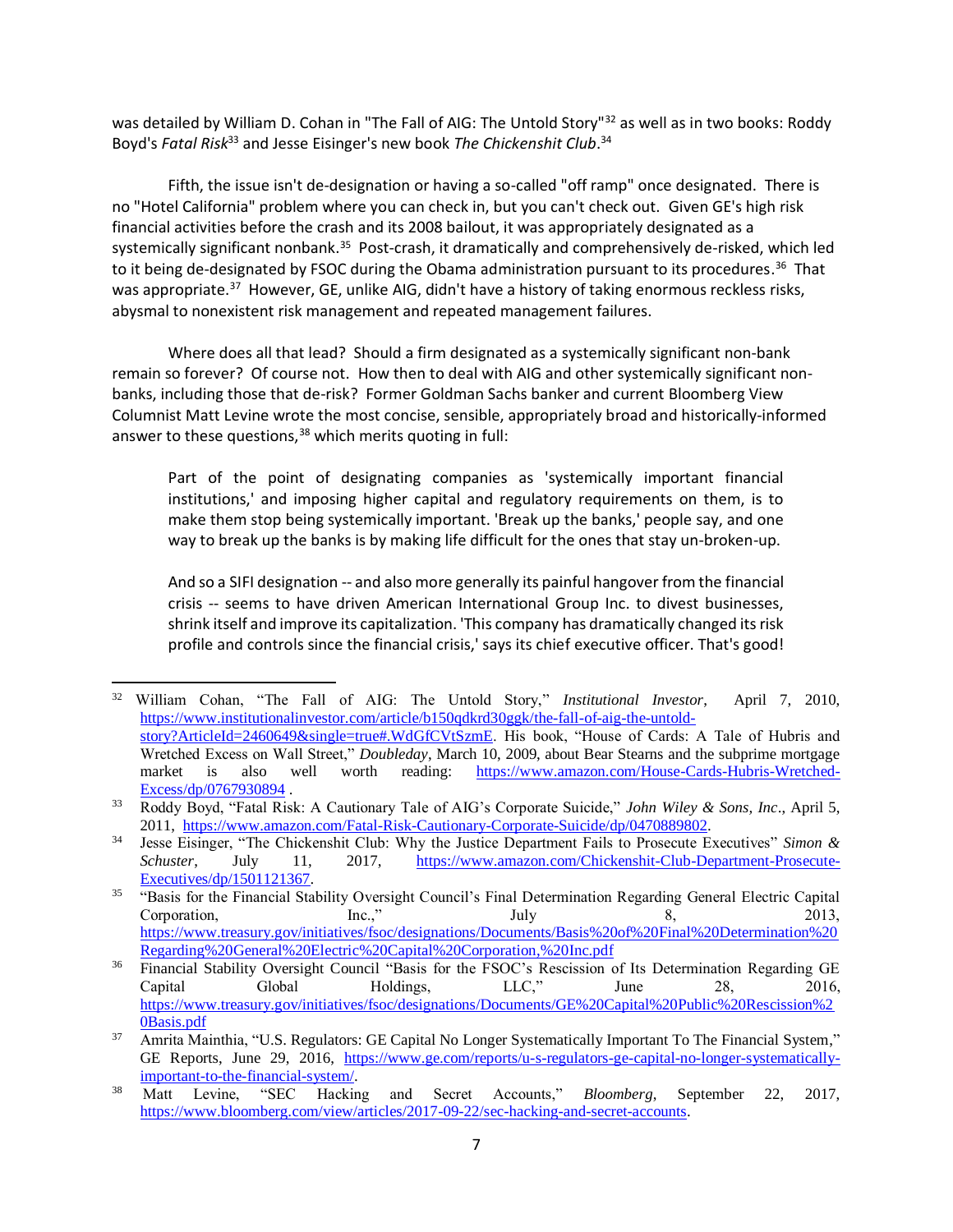was detailed by William D. Cohan in "The Fall of AIG: The Untold Story"[32] as well as in two books: Roddy Boyd's *Fatal Risk*[33] and Jesse Eisinger's new book *The Chickenshit Club*.[34]

Fifth, the issue isn't de-designation or having a so-called "off ramp" once designated. There is no "Hotel California" problem where you can check in, but you can't check out. Given GE's high risk financial activities before the crash and its 2008 bailout, it was appropriately designated as a systemically significant nonbank.[35] Post-crash, it dramatically and comprehensively de-risked, which led to it being de-designated by FSOC during the Obama administration pursuant to its procedures.[36] That was appropriate.[37] However, GE, unlike AIG, didn't have a history of taking enormous reckless risks, abysmal to nonexistent risk management and repeated management failures.

Where does all that lead? Should a firm designated as a systemically significant non-bank remain so forever? Of course not. How then to deal with AIG and other systemically significant non-banks, including those that de-risk? Former Goldman Sachs banker and current Bloomberg View Columnist Matt Levine wrote the most concise, sensible, appropriately broad and historically-informed answer to these questions,[38] which merits quoting in full:

> Part of the point of designating companies as 'systemically important financial institutions,' and imposing higher capital and regulatory requirements on them, is to make them stop being systemically important. 'Break up the banks,' people say, and one way to break up the banks is by making life difficult for the ones that stay un-broken-up.
>
> And so a SIFI designation -- and also more generally its painful hangover from the financial crisis -- seems to have driven American International Group Inc. to divest businesses, shrink itself and improve its capitalization. 'This company has dramatically changed its risk profile and controls since the financial crisis,' says its chief executive officer. That's good!

---

[32] William Cohan, "The Fall of AIG: The Untold Story," *Institutional Investor*, April 7, 2010, https://www.institutionalinvestor.com/article/b150qdkrd30ggk/the-fall-of-aig-the-untold-story?ArticleId=2460649&single=true#.WdGfCVtSzmE. His book, "House of Cards: A Tale of Hubris and Wretched Excess on Wall Street," *Doubleday*, March 10, 2009, about Bear Stearns and the subprime mortgage market is also well worth reading: https://www.amazon.com/House-Cards-Hubris-Wretched-Excess/dp/0767930894 .

[33] Roddy Boyd, "Fatal Risk: A Cautionary Tale of AIG's Corporate Suicide," *John Wiley & Sons, Inc*., April 5, 2011, https://www.amazon.com/Fatal-Risk-Cautionary-Corporate-Suicide/dp/0470889802.

[34] Jesse Eisinger, "The Chickenshit Club: Why the Justice Department Fails to Prosecute Executives" *Simon & Schuster*, July 11, 2017, https://www.amazon.com/Chickenshit-Club-Department-Prosecute-Executives/dp/1501121367.

[35] "Basis for the Financial Stability Oversight Council's Final Determination Regarding General Electric Capital Corporation, Inc.," July 8, 2013, https://www.treasury.gov/initiatives/fsoc/designations/Documents/Basis%20of%20Final%20Determination%20Regarding%20General%20Electric%20Capital%20Corporation,%20Inc.pdf

[36] Financial Stability Oversight Council "Basis for the FSOC's Rescission of Its Determination Regarding GE Capital Global Holdings, LLC," June 28, 2016, https://www.treasury.gov/initiatives/fsoc/designations/Documents/GE%20Capital%20Public%20Rescission%20Basis.pdf

[37] Amrita Mainthia, "U.S. Regulators: GE Capital No Longer Systematically Important To The Financial System," GE Reports, June 29, 2016, https://www.ge.com/reports/u-s-regulators-ge-capital-no-longer-systematically-important-to-the-financial-system/.

[38] Matt Levine, "SEC Hacking and Secret Accounts," *Bloomberg*, September 22, 2017, https://www.bloomberg.com/view/articles/2017-09-22/sec-hacking-and-secret-accounts.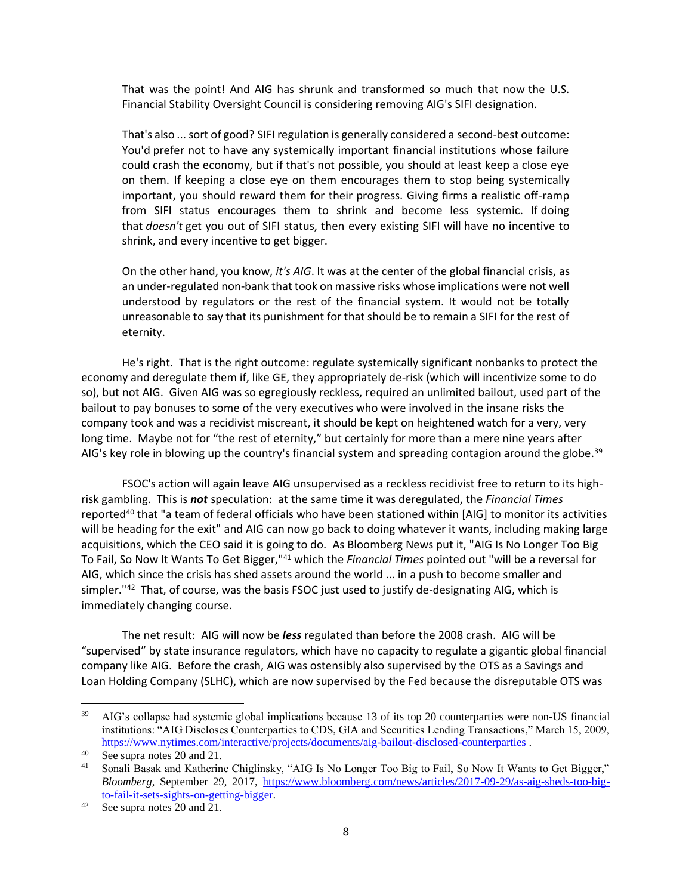> That was the point! And AIG has shrunk and transformed so much that now the U.S. Financial Stability Oversight Council is considering removing AIG's SIFI designation.
>
> That's also ... sort of good? SIFI regulation is generally considered a second-best outcome: You'd prefer not to have any systemically important financial institutions whose failure could crash the economy, but if that's not possible, you should at least keep a close eye on them. If keeping a close eye on them encourages them to stop being systemically important, you should reward them for their progress. Giving firms a realistic off-ramp from SIFI status encourages them to shrink and become less systemic. If doing that *doesn't* get you out of SIFI status, then every existing SIFI will have no incentive to shrink, and every incentive to get bigger.
>
> On the other hand, you know, *it's AIG*. It was at the center of the global financial crisis, as an under-regulated non-bank that took on massive risks whose implications were not well understood by regulators or the rest of the financial system. It would not be totally unreasonable to say that its punishment for that should be to remain a SIFI for the rest of eternity.

He's right. That is the right outcome: regulate systemically significant nonbanks to protect the economy and deregulate them if, like GE, they appropriately de-risk (which will incentivize some to do so), but not AIG. Given AIG was so egregiously reckless, required an unlimited bailout, used part of the bailout to pay bonuses to some of the very executives who were involved in the insane risks the company took and was a recidivist miscreant, it should be kept on heightened watch for a very, very long time. Maybe not for "the rest of eternity," but certainly for more than a mere nine years after AIG's key role in blowing up the country's financial system and spreading contagion around the globe.[39]

FSOC's action will again leave AIG unsupervised as a reckless recidivist free to return to its high-risk gambling. This is ***not*** speculation: at the same time it was deregulated, the *Financial Times* reported[40] that "a team of federal officials who have been stationed within [AIG] to monitor its activities will be heading for the exit" and AIG can now go back to doing whatever it wants, including making large acquisitions, which the CEO said it is going to do. As Bloomberg News put it, "AIG Is No Longer Too Big To Fail, So Now It Wants To Get Bigger,"[41] which the *Financial Times* pointed out "will be a reversal for AIG, which since the crisis has shed assets around the world ... in a push to become smaller and simpler."[42] That, of course, was the basis FSOC just used to justify de-designating AIG, which is immediately changing course.

The net result: AIG will now be ***less*** regulated than before the 2008 crash. AIG will be "supervised" by state insurance regulators, which have no capacity to regulate a gigantic global financial company like AIG. Before the crash, AIG was ostensibly also supervised by the OTS as a Savings and Loan Holding Company (SLHC), which are now supervised by the Fed because the disreputable OTS was

---

[39] AIG's collapse had systemic global implications because 13 of its top 20 counterparties were non-US financial institutions: "AIG Discloses Counterparties to CDS, GIA and Securities Lending Transactions," March 15, 2009, https://www.nytimes.com/interactive/projects/documents/aig-bailout-disclosed-counterparties .

[40] See supra notes 20 and 21.

[41] Sonali Basak and Katherine Chiglinsky, "AIG Is No Longer Too Big to Fail, So Now It Wants to Get Bigger," *Bloomberg*, September 29, 2017, https://www.bloomberg.com/news/articles/2017-09-29/as-aig-sheds-too-big-to-fail-it-sets-sights-on-getting-bigger.

[42] See supra notes 20 and 21.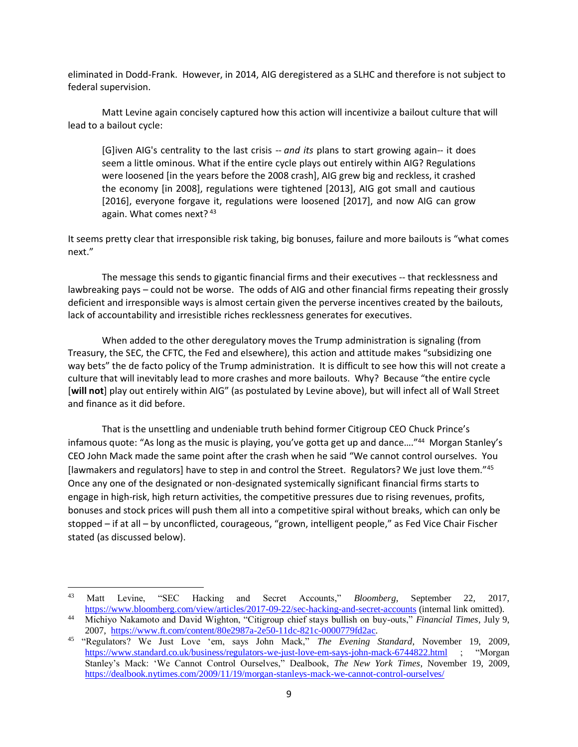eliminated in Dodd-Frank. However, in 2014, AIG deregistered as a SLHC and therefore is not subject to federal supervision.

Matt Levine again concisely captured how this action will incentivize a bailout culture that will lead to a bailout cycle:

> [G]iven AIG's centrality to the last crisis -- *and its* plans to start growing again-- it does seem a little ominous. What if the entire cycle plays out entirely within AIG? Regulations were loosened [in the years before the 2008 crash], AIG grew big and reckless, it crashed the economy [in 2008], regulations were tightened [2013], AIG got small and cautious [2016], everyone forgave it, regulations were loosened [2017], and now AIG can grow again. What comes next? [43]

It seems pretty clear that irresponsible risk taking, big bonuses, failure and more bailouts is "what comes next."

The message this sends to gigantic financial firms and their executives -- that recklessness and lawbreaking pays – could not be worse. The odds of AIG and other financial firms repeating their grossly deficient and irresponsible ways is almost certain given the perverse incentives created by the bailouts, lack of accountability and irresistible riches recklessness generates for executives.

When added to the other deregulatory moves the Trump administration is signaling (from Treasury, the SEC, the CFTC, the Fed and elsewhere), this action and attitude makes "subsidizing one way bets" the de facto policy of the Trump administration. It is difficult to see how this will not create a culture that will inevitably lead to more crashes and more bailouts. Why? Because "the entire cycle [**will not**] play out entirely within AIG" (as postulated by Levine above), but will infect all of Wall Street and finance as it did before.

That is the unsettling and undeniable truth behind former Citigroup CEO Chuck Prince's infamous quote: "As long as the music is playing, you've gotta get up and dance…."[44] Morgan Stanley's CEO John Mack made the same point after the crash when he said "We cannot control ourselves. You [lawmakers and regulators] have to step in and control the Street. Regulators? We just love them."[45] Once any one of the designated or non-designated systemically significant financial firms starts to engage in high-risk, high return activities, the competitive pressures due to rising revenues, profits, bonuses and stock prices will push them all into a competitive spiral without breaks, which can only be stopped – if at all – by unconflicted, courageous, "grown, intelligent people," as Fed Vice Chair Fischer stated (as discussed below).

---

[43] Matt Levine, "SEC Hacking and Secret Accounts," *Bloomberg*, September 22, 2017, https://www.bloomberg.com/view/articles/2017-09-22/sec-hacking-and-secret-accounts (internal link omitted).

[44] Michiyo Nakamoto and David Wighton, "Citigroup chief stays bullish on buy-outs," *Financial Times*, July 9, 2007, https://www.ft.com/content/80e2987a-2e50-11dc-821c-0000779fd2ac.

[45] "Regulators? We Just Love 'em, says John Mack," *The Evening Standard*, November 19, 2009, https://www.standard.co.uk/business/regulators-we-just-love-em-says-john-mack-6744822.html ; "Morgan Stanley's Mack: 'We Cannot Control Ourselves," Dealbook, *The New York Times*, November 19, 2009, https://dealbook.nytimes.com/2009/11/19/morgan-stanleys-mack-we-cannot-control-ourselves/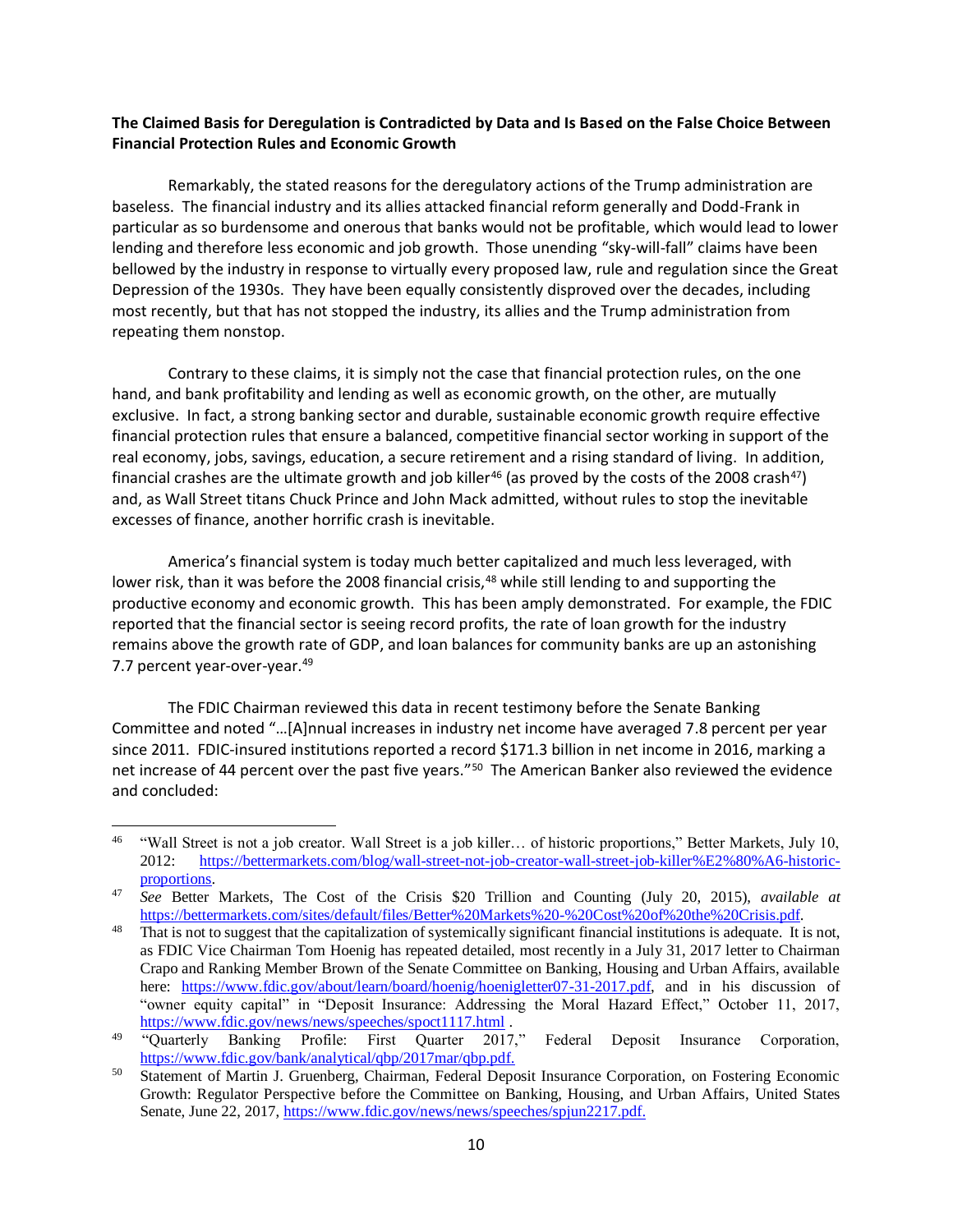**The Claimed Basis for Deregulation is Contradicted by Data and Is Based on the False Choice Between Financial Protection Rules and Economic Growth**

Remarkably, the stated reasons for the deregulatory actions of the Trump administration are baseless. The financial industry and its allies attacked financial reform generally and Dodd-Frank in particular as so burdensome and onerous that banks would not be profitable, which would lead to lower lending and therefore less economic and job growth. Those unending "sky-will-fall" claims have been bellowed by the industry in response to virtually every proposed law, rule and regulation since the Great Depression of the 1930s. They have been equally consistently disproved over the decades, including most recently, but that has not stopped the industry, its allies and the Trump administration from repeating them nonstop.

Contrary to these claims, it is simply not the case that financial protection rules, on the one hand, and bank profitability and lending as well as economic growth, on the other, are mutually exclusive. In fact, a strong banking sector and durable, sustainable economic growth require effective financial protection rules that ensure a balanced, competitive financial sector working in support of the real economy, jobs, savings, education, a secure retirement and a rising standard of living. In addition, financial crashes are the ultimate growth and job killer[46] (as proved by the costs of the 2008 crash[47]) and, as Wall Street titans Chuck Prince and John Mack admitted, without rules to stop the inevitable excesses of finance, another horrific crash is inevitable.

America's financial system is today much better capitalized and much less leveraged, with lower risk, than it was before the 2008 financial crisis,[48] while still lending to and supporting the productive economy and economic growth. This has been amply demonstrated. For example, the FDIC reported that the financial sector is seeing record profits, the rate of loan growth for the industry remains above the growth rate of GDP, and loan balances for community banks are up an astonishing 7.7 percent year-over-year.[49]

The FDIC Chairman reviewed this data in recent testimony before the Senate Banking Committee and noted "…[A]nnual increases in industry net income have averaged 7.8 percent per year since 2011. FDIC-insured institutions reported a record $171.3 billion in net income in 2016, marking a net increase of 44 percent over the past five years."[50] The American Banker also reviewed the evidence and concluded:

---

[46] "Wall Street is not a job creator. Wall Street is a job killer… of historic proportions," Better Markets, July 10, 2012: https://bettermarkets.com/blog/wall-street-not-job-creator-wall-street-job-killer%E2%80%A6-historic-proportions.

[47] *See* Better Markets, The Cost of the Crisis $20 Trillion and Counting (July 20, 2015), *available at* https://bettermarkets.com/sites/default/files/Better%20Markets%20-%20Cost%20of%20the%20Crisis.pdf.

[48] That is not to suggest that the capitalization of systemically significant financial institutions is adequate. It is not, as FDIC Vice Chairman Tom Hoenig has repeated detailed, most recently in a July 31, 2017 letter to Chairman Crapo and Ranking Member Brown of the Senate Committee on Banking, Housing and Urban Affairs, available here: https://www.fdic.gov/about/learn/board/hoenig/hoenigletter07-31-2017.pdf, and in his discussion of "owner equity capital" in "Deposit Insurance: Addressing the Moral Hazard Effect," October 11, 2017, https://www.fdic.gov/news/news/speeches/spoct1117.html .

[49] "Quarterly Banking Profile: First Quarter 2017," Federal Deposit Insurance Corporation, https://www.fdic.gov/bank/analytical/qbp/2017mar/qbp.pdf.

[50] Statement of Martin J. Gruenberg, Chairman, Federal Deposit Insurance Corporation, on Fostering Economic Growth: Regulator Perspective before the Committee on Banking, Housing, and Urban Affairs, United States Senate, June 22, 2017, https://www.fdic.gov/news/news/speeches/spjun2217.pdf.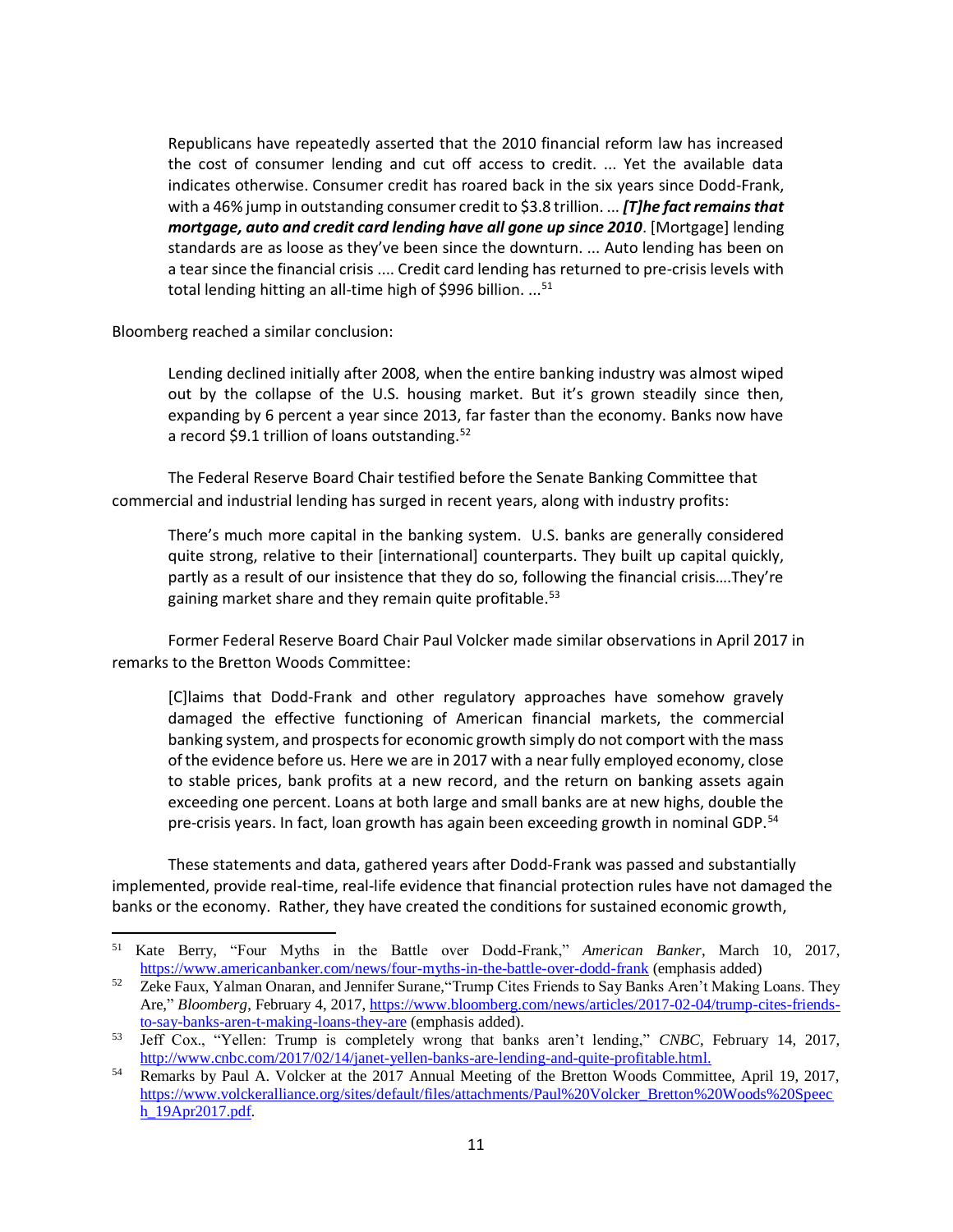> Republicans have repeatedly asserted that the 2010 financial reform law has increased the cost of consumer lending and cut off access to credit. ... Yet the available data indicates otherwise. Consumer credit has roared back in the six years since Dodd-Frank, with a 46% jump in outstanding consumer credit to $3.8 trillion. ... ***[T]he fact remains that mortgage, auto and credit card lending have all gone up since 2010***. [Mortgage] lending standards are as loose as they've been since the downturn. ... Auto lending has been on a tear since the financial crisis .... Credit card lending has returned to pre-crisis levels with total lending hitting an all-time high of $996 billion. ...[51]

Bloomberg reached a similar conclusion:

> Lending declined initially after 2008, when the entire banking industry was almost wiped out by the collapse of the U.S. housing market. But it's grown steadily since then, expanding by 6 percent a year since 2013, far faster than the economy. Banks now have a record $9.1 trillion of loans outstanding.[52]

The Federal Reserve Board Chair testified before the Senate Banking Committee that commercial and industrial lending has surged in recent years, along with industry profits:

> There's much more capital in the banking system. U.S. banks are generally considered quite strong, relative to their [international] counterparts. They built up capital quickly, partly as a result of our insistence that they do so, following the financial crisis….They're gaining market share and they remain quite profitable.[53]

Former Federal Reserve Board Chair Paul Volcker made similar observations in April 2017 in remarks to the Bretton Woods Committee:

> [C]laims that Dodd-Frank and other regulatory approaches have somehow gravely damaged the effective functioning of American financial markets, the commercial banking system, and prospects for economic growth simply do not comport with the mass of the evidence before us. Here we are in 2017 with a near fully employed economy, close to stable prices, bank profits at a new record, and the return on banking assets again exceeding one percent. Loans at both large and small banks are at new highs, double the pre-crisis years. In fact, loan growth has again been exceeding growth in nominal GDP.[54]

These statements and data, gathered years after Dodd-Frank was passed and substantially implemented, provide real-time, real-life evidence that financial protection rules have not damaged the banks or the economy. Rather, they have created the conditions for sustained economic growth,

---

[51] Kate Berry, "Four Myths in the Battle over Dodd-Frank," *American Banker*, March 10, 2017, https://www.americanbanker.com/news/four-myths-in-the-battle-over-dodd-frank (emphasis added)

[52] Zeke Faux, Yalman Onaran, and Jennifer Surane,"Trump Cites Friends to Say Banks Aren't Making Loans. They Are," *Bloomberg*, February 4, 2017, https://www.bloomberg.com/news/articles/2017-02-04/trump-cites-friends-to-say-banks-aren-t-making-loans-they-are (emphasis added).

[53] Jeff Cox., "Yellen: Trump is completely wrong that banks aren't lending," *CNBC*, February 14, 2017, http://www.cnbc.com/2017/02/14/janet-yellen-banks-are-lending-and-quite-profitable.html.

[54] Remarks by Paul A. Volcker at the 2017 Annual Meeting of the Bretton Woods Committee, April 19, 2017, https://www.volckeralliance.org/sites/default/files/attachments/Paul%20Volcker_Bretton%20Woods%20Speech_19Apr2017.pdf.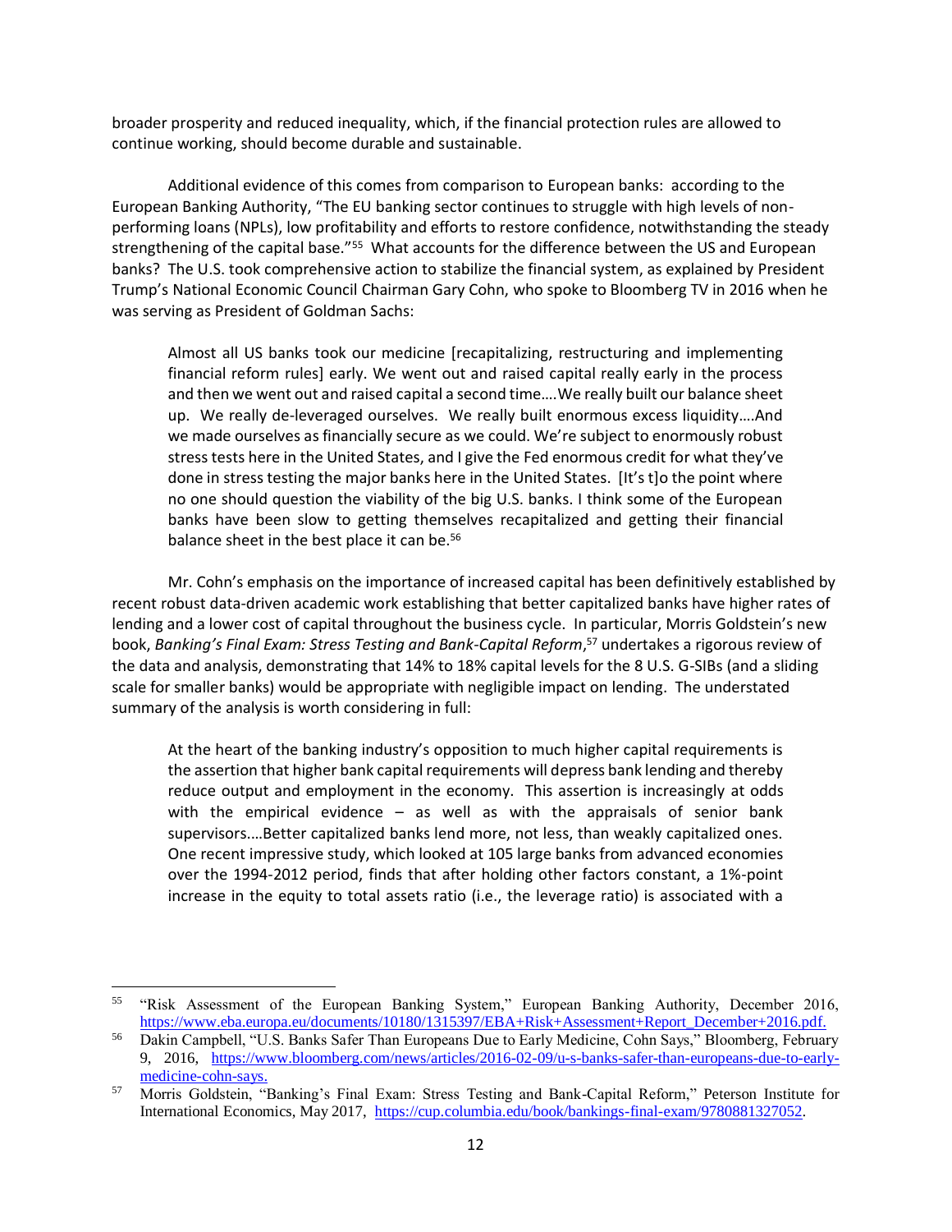broader prosperity and reduced inequality, which, if the financial protection rules are allowed to continue working, should become durable and sustainable.

Additional evidence of this comes from comparison to European banks: according to the European Banking Authority, "The EU banking sector continues to struggle with high levels of non-performing loans (NPLs), low profitability and efforts to restore confidence, notwithstanding the steady strengthening of the capital base."[55] What accounts for the difference between the US and European banks? The U.S. took comprehensive action to stabilize the financial system, as explained by President Trump's National Economic Council Chairman Gary Cohn, who spoke to Bloomberg TV in 2016 when he was serving as President of Goldman Sachs:

> Almost all US banks took our medicine [recapitalizing, restructuring and implementing financial reform rules] early. We went out and raised capital really early in the process and then we went out and raised capital a second time….We really built our balance sheet up. We really de-leveraged ourselves. We really built enormous excess liquidity….And we made ourselves as financially secure as we could. We're subject to enormously robust stress tests here in the United States, and I give the Fed enormous credit for what they've done in stress testing the major banks here in the United States. [It's t]o the point where no one should question the viability of the big U.S. banks. I think some of the European banks have been slow to getting themselves recapitalized and getting their financial balance sheet in the best place it can be.[56]

Mr. Cohn's emphasis on the importance of increased capital has been definitively established by recent robust data-driven academic work establishing that better capitalized banks have higher rates of lending and a lower cost of capital throughout the business cycle. In particular, Morris Goldstein's new book, *Banking's Final Exam: Stress Testing and Bank-Capital Reform*,[57] undertakes a rigorous review of the data and analysis, demonstrating that 14% to 18% capital levels for the 8 U.S. G-SIBs (and a sliding scale for smaller banks) would be appropriate with negligible impact on lending. The understated summary of the analysis is worth considering in full:

> At the heart of the banking industry's opposition to much higher capital requirements is the assertion that higher bank capital requirements will depress bank lending and thereby reduce output and employment in the economy. This assertion is increasingly at odds with the empirical evidence – as well as with the appraisals of senior bank supervisors.…Better capitalized banks lend more, not less, than weakly capitalized ones. One recent impressive study, which looked at 105 large banks from advanced economies over the 1994-2012 period, finds that after holding other factors constant, a 1%-point increase in the equity to total assets ratio (i.e., the leverage ratio) is associated with a

---

[55] "Risk Assessment of the European Banking System," European Banking Authority, December 2016, https://www.eba.europa.eu/documents/10180/1315397/EBA+Risk+Assessment+Report_December+2016.pdf.

[56] Dakin Campbell, "U.S. Banks Safer Than Europeans Due to Early Medicine, Cohn Says," Bloomberg, February 9, 2016, https://www.bloomberg.com/news/articles/2016-02-09/u-s-banks-safer-than-europeans-due-to-early-medicine-cohn-says.

[57] Morris Goldstein, "Banking's Final Exam: Stress Testing and Bank-Capital Reform," Peterson Institute for International Economics, May 2017, https://cup.columbia.edu/book/bankings-final-exam/9780881327052.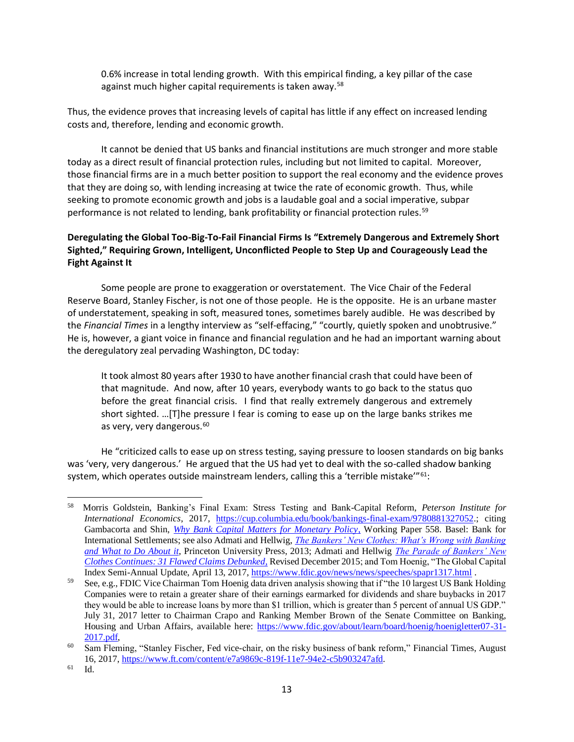> 0.6% increase in total lending growth. With this empirical finding, a key pillar of the case against much higher capital requirements is taken away.[58]

Thus, the evidence proves that increasing levels of capital has little if any effect on increased lending costs and, therefore, lending and economic growth.

It cannot be denied that US banks and financial institutions are much stronger and more stable today as a direct result of financial protection rules, including but not limited to capital. Moreover, those financial firms are in a much better position to support the real economy and the evidence proves that they are doing so, with lending increasing at twice the rate of economic growth. Thus, while seeking to promote economic growth and jobs is a laudable goal and a social imperative, subpar performance is not related to lending, bank profitability or financial protection rules.[59]

**Deregulating the Global Too-Big-To-Fail Financial Firms Is "Extremely Dangerous and Extremely Short Sighted," Requiring Grown, Intelligent, Unconflicted People to Step Up and Courageously Lead the Fight Against It**

Some people are prone to exaggeration or overstatement. The Vice Chair of the Federal Reserve Board, Stanley Fischer, is not one of those people. He is the opposite. He is an urbane master of understatement, speaking in soft, measured tones, sometimes barely audible. He was described by the *Financial Times* in a lengthy interview as "self-effacing," "courtly, quietly spoken and unobtrusive." He is, however, a giant voice in finance and financial regulation and he had an important warning about the deregulatory zeal pervading Washington, DC today:

> It took almost 80 years after 1930 to have another financial crash that could have been of that magnitude. And now, after 10 years, everybody wants to go back to the status quo before the great financial crisis. I find that really extremely dangerous and extremely short sighted. …[T]he pressure I fear is coming to ease up on the large banks strikes me as very, very dangerous.[60]

He "criticized calls to ease up on stress testing, saying pressure to loosen standards on big banks was 'very, very dangerous.' He argued that the US had yet to deal with the so-called shadow banking system, which operates outside mainstream lenders, calling this a 'terrible mistake'"[61]:

---

[58] Morris Goldstein, Banking's Final Exam: Stress Testing and Bank-Capital Reform, *Peterson Institute for International Economics*, 2017, https://cup.columbia.edu/book/bankings-final-exam/9780881327052.; citing Gambacorta and Shin, *Why Bank Capital Matters for Monetary Policy*, Working Paper 558. Basel: Bank for International Settlements; see also Admati and Hellwig, *The Bankers' New Clothes: What's Wrong with Banking and What to Do About it*, Princeton University Press, 2013; Admati and Hellwig *The Parade of Bankers' New Clothes Continues: 31 Flawed Claims Debunked*, Revised December 2015; and Tom Hoenig, "The Global Capital Index Semi-Annual Update, April 13, 2017, https://www.fdic.gov/news/news/speeches/spapr1317.html .

[59] See, e.g., FDIC Vice Chairman Tom Hoenig data driven analysis showing that if "the 10 largest US Bank Holding Companies were to retain a greater share of their earnings earmarked for dividends and share buybacks in 2017 they would be able to increase loans by more than $1 trillion, which is greater than 5 percent of annual US GDP." July 31, 2017 letter to Chairman Crapo and Ranking Member Brown of the Senate Committee on Banking, Housing and Urban Affairs, available here: https://www.fdic.gov/about/learn/board/hoenig/hoenigletter07-31-2017.pdf,

[60] Sam Fleming, "Stanley Fischer, Fed vice-chair, on the risky business of bank reform," Financial Times, August 16, 2017, https://www.ft.com/content/e7a9869c-819f-11e7-94e2-c5b903247afd.

[61] Id.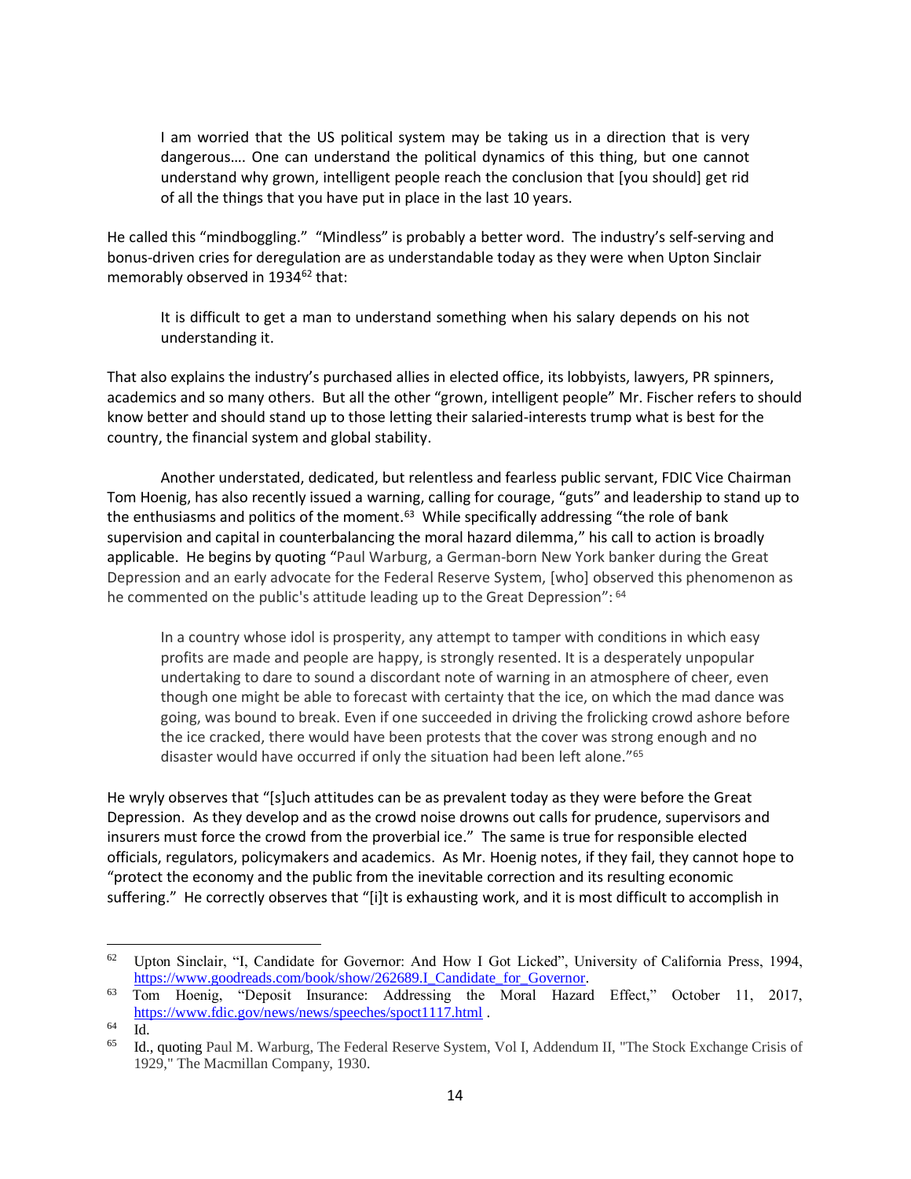> I am worried that the US political system may be taking us in a direction that is very dangerous…. One can understand the political dynamics of this thing, but one cannot understand why grown, intelligent people reach the conclusion that [you should] get rid of all the things that you have put in place in the last 10 years.

He called this "mindboggling." "Mindless" is probably a better word. The industry's self-serving and bonus-driven cries for deregulation are as understandable today as they were when Upton Sinclair memorably observed in 1934[62] that:

> It is difficult to get a man to understand something when his salary depends on his not understanding it.

That also explains the industry's purchased allies in elected office, its lobbyists, lawyers, PR spinners, academics and so many others. But all the other "grown, intelligent people" Mr. Fischer refers to should know better and should stand up to those letting their salaried-interests trump what is best for the country, the financial system and global stability.

Another understated, dedicated, but relentless and fearless public servant, FDIC Vice Chairman Tom Hoenig, has also recently issued a warning, calling for courage, "guts" and leadership to stand up to the enthusiasms and politics of the moment.[63] While specifically addressing "the role of bank supervision and capital in counterbalancing the moral hazard dilemma," his call to action is broadly applicable. He begins by quoting "Paul Warburg, a German-born New York banker during the Great Depression and an early advocate for the Federal Reserve System, [who] observed this phenomenon as he commented on the public's attitude leading up to the Great Depression":[64]

> In a country whose idol is prosperity, any attempt to tamper with conditions in which easy profits are made and people are happy, is strongly resented. It is a desperately unpopular undertaking to dare to sound a discordant note of warning in an atmosphere of cheer, even though one might be able to forecast with certainty that the ice, on which the mad dance was going, was bound to break. Even if one succeeded in driving the frolicking crowd ashore before the ice cracked, there would have been protests that the cover was strong enough and no disaster would have occurred if only the situation had been left alone."[65]

He wryly observes that "[s]uch attitudes can be as prevalent today as they were before the Great Depression. As they develop and as the crowd noise drowns out calls for prudence, supervisors and insurers must force the crowd from the proverbial ice." The same is true for responsible elected officials, regulators, policymakers and academics. As Mr. Hoenig notes, if they fail, they cannot hope to "protect the economy and the public from the inevitable correction and its resulting economic suffering." He correctly observes that "[i]t is exhausting work, and it is most difficult to accomplish in

---

[62] Upton Sinclair, "I, Candidate for Governor: And How I Got Licked", University of California Press, 1994, https://www.goodreads.com/book/show/262689.I_Candidate_for_Governor.

[63] Tom Hoenig, "Deposit Insurance: Addressing the Moral Hazard Effect," October 11, 2017, https://www.fdic.gov/news/news/speeches/spoct1117.html .

[64] Id.

[65] Id., quoting Paul M. Warburg, The Federal Reserve System, Vol I, Addendum II, "The Stock Exchange Crisis of 1929," The Macmillan Company, 1930.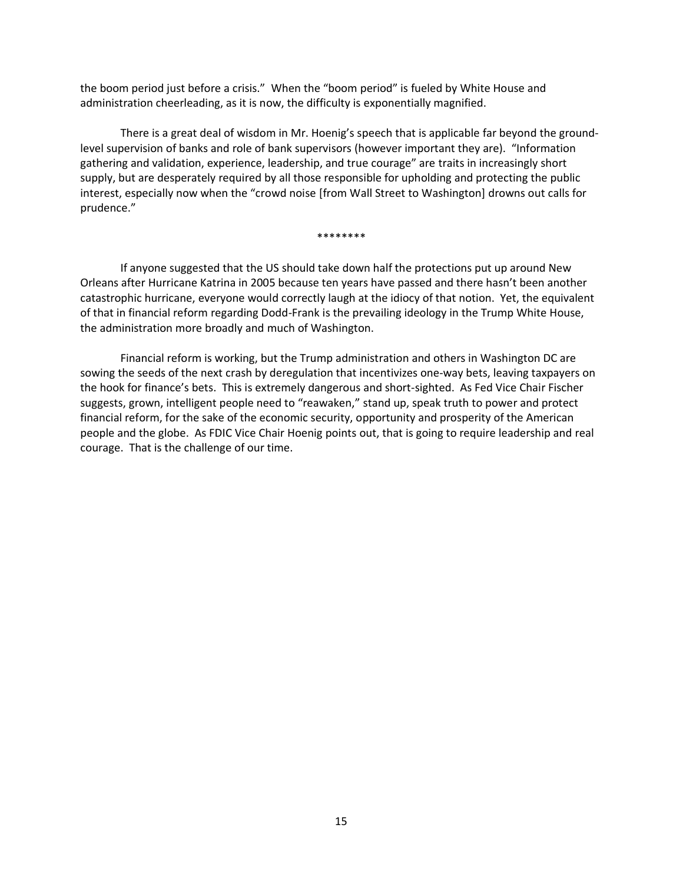the boom period just before a crisis." When the "boom period" is fueled by White House and administration cheerleading, as it is now, the difficulty is exponentially magnified.

There is a great deal of wisdom in Mr. Hoenig's speech that is applicable far beyond the ground-level supervision of banks and role of bank supervisors (however important they are). "Information gathering and validation, experience, leadership, and true courage" are traits in increasingly short supply, but are desperately required by all those responsible for upholding and protecting the public interest, especially now when the "crowd noise [from Wall Street to Washington] drowns out calls for prudence."

********

If anyone suggested that the US should take down half the protections put up around New Orleans after Hurricane Katrina in 2005 because ten years have passed and there hasn't been another catastrophic hurricane, everyone would correctly laugh at the idiocy of that notion. Yet, the equivalent of that in financial reform regarding Dodd-Frank is the prevailing ideology in the Trump White House, the administration more broadly and much of Washington.

Financial reform is working, but the Trump administration and others in Washington DC are sowing the seeds of the next crash by deregulation that incentivizes one-way bets, leaving taxpayers on the hook for finance's bets. This is extremely dangerous and short-sighted. As Fed Vice Chair Fischer suggests, grown, intelligent people need to "reawaken," stand up, speak truth to power and protect financial reform, for the sake of the economic security, opportunity and prosperity of the American people and the globe. As FDIC Vice Chair Hoenig points out, that is going to require leadership and real courage. That is the challenge of our time.